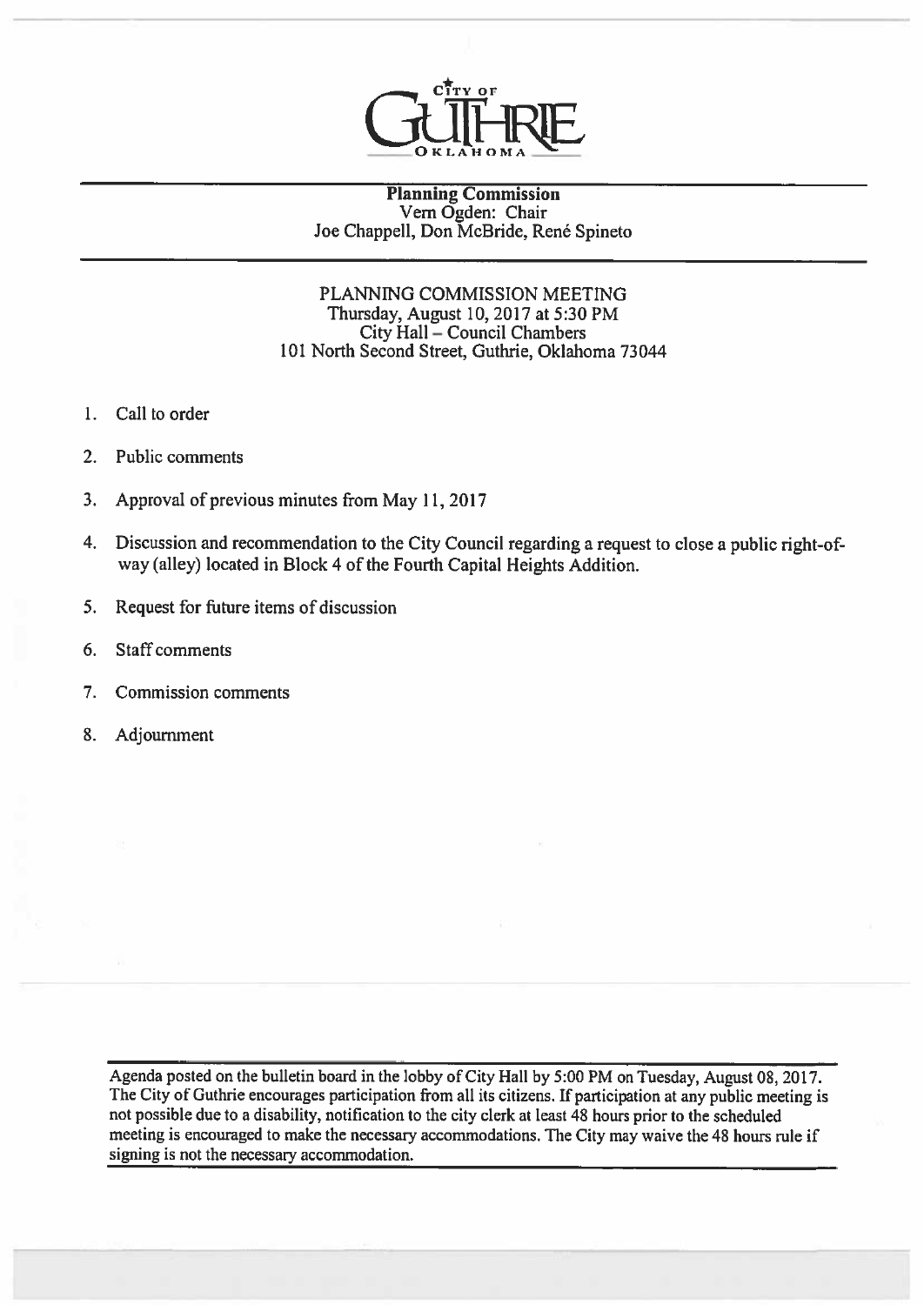CITY OF GUTHRIE OKLAHOMA

**Planning Commission**
Vern Ogden: Chair
Joe Chappell, Don McBride, René Spineto

PLANNING COMMISSION MEETING
Thursday, August 10, 2017 at 5:30 PM
City Hall – Council Chambers
101 North Second Street, Guthrie, Oklahoma 73044

1. Call to order
2. Public comments
3. Approval of previous minutes from May 11, 2017
4. Discussion and recommendation to the City Council regarding a request to close a public right-of-way (alley) located in Block 4 of the Fourth Capital Heights Addition.
5. Request for future items of discussion
6. Staff comments
7. Commission comments
8. Adjournment

Agenda posted on the bulletin board in the lobby of City Hall by 5:00 PM on Tuesday, August 08, 2017. The City of Guthrie encourages participation from all its citizens. If participation at any public meeting is not possible due to a disability, notification to the city clerk at least 48 hours prior to the scheduled meeting is encouraged to make the necessary accommodations. The City may waive the 48 hours rule if signing is not the necessary accommodation.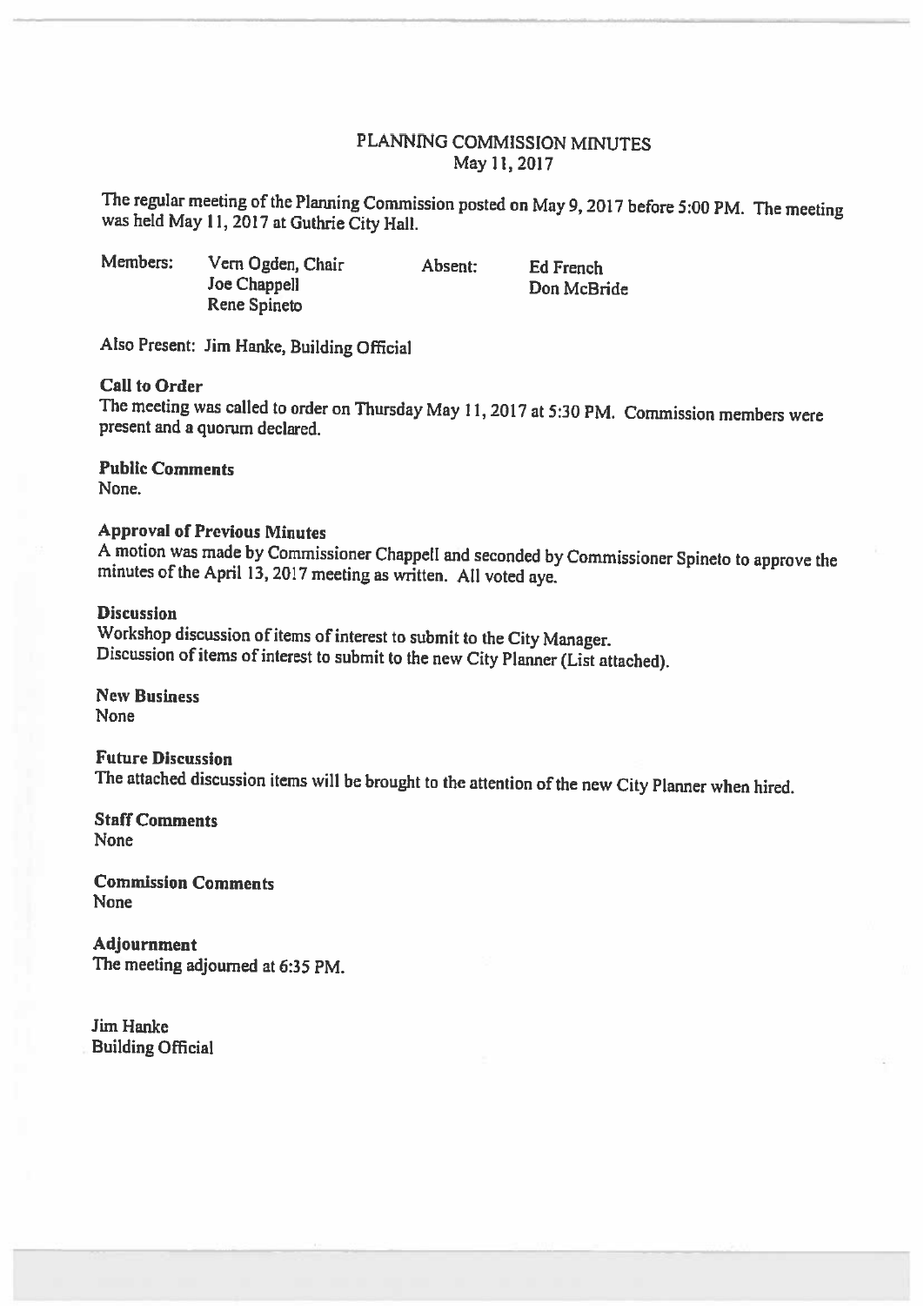# PLANNING COMMISSION MINUTES
May 11, 2017

The regular meeting of the Planning Commission posted on May 9, 2017 before 5:00 PM. The meeting was held May 11, 2017 at Guthrie City Hall.

| Members: | | Absent: | |
|---|---|---|---|
| | Vern Ogden, Chair | | Ed French |
| | Joe Chappell | | Don McBride |
| | Rene Spineto | | |

Also Present: Jim Hanke, Building Official

**Call to Order**
The meeting was called to order on Thursday May 11, 2017 at 5:30 PM. Commission members were present and a quorum declared.

**Public Comments**
None.

**Approval of Previous Minutes**
A motion was made by Commissioner Chappell and seconded by Commissioner Spineto to approve the minutes of the April 13, 2017 meeting as written. All voted aye.

**Discussion**
Workshop discussion of items of interest to submit to the City Manager.
Discussion of items of interest to submit to the new City Planner (List attached).

**New Business**
None

**Future Discussion**
The attached discussion items will be brought to the attention of the new City Planner when hired.

**Staff Comments**
None

**Commission Comments**
None

**Adjournment**
The meeting adjourned at 6:35 PM.

Jim Hanke
Building Official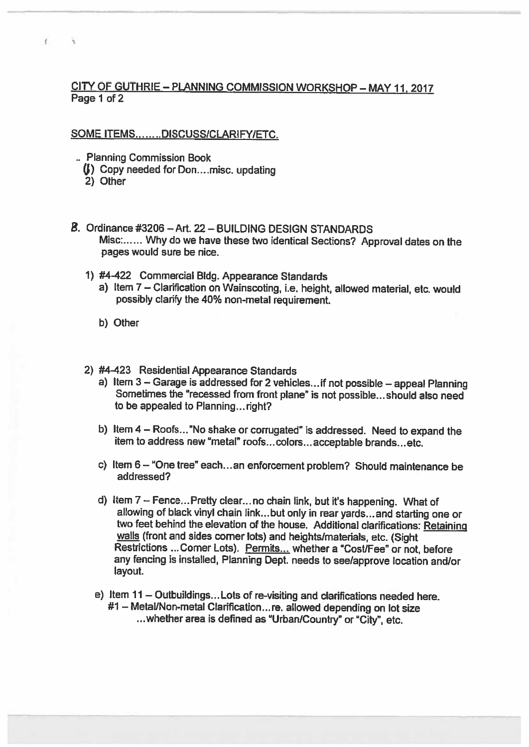CITY OF GUTHRIE – PLANNING COMMISSION WORKSHOP – MAY 11, 2017
Page 1 of 2

SOME ITEMS........DISCUSS/CLARIFY/ETC.

.. Planning Commission Book
  (1) Copy needed for Don....misc. updating
  2) Other

B. Ordinance #3206 – Art. 22 – BUILDING DESIGN STANDARDS
   Misc:...... Why do we have these two identical Sections? Approval dates on the pages would sure be nice.

   1) #4-422 Commercial Bldg. Appearance Standards
      a) Item 7 – Clarification on Wainscoting, i.e. height, allowed material, etc. would possibly clarify the 40% non-metal requirement.

      b) Other

   2) #4-423 Residential Appearance Standards
      a) Item 3 – Garage is addressed for 2 vehicles...if not possible – appeal Planning Sometimes the "recessed from front plane" is not possible...should also need to be appealed to Planning...right?

      b) Item 4 – Roofs..."No shake or corrugated" is addressed. Need to expand the item to address new "metal" roofs...colors...acceptable brands...etc.

      c) Item 6 – "One tree" each...an enforcement problem? Should maintenance be addressed?

      d) Item 7 – Fence...Pretty clear...no chain link, but it's happening. What of allowing of black vinyl chain link...but only in rear yards...and starting one or two feet behind the elevation of the house. Additional clarifications: Retaining walls (front and sides corner lots) and heights/materials, etc. (Sight Restrictions ...Corner Lots). Permits... whether a "Cost/Fee" or not, before any fencing is installed, Planning Dept. needs to see/approve location and/or layout.

      e) Item 11 – Outbuildings...Lots of re-visiting and clarifications needed here.
         #1 – Metal/Non-metal Clarification...re. allowed depending on lot size ...whether area is defined as "Urban/Country" or "City", etc.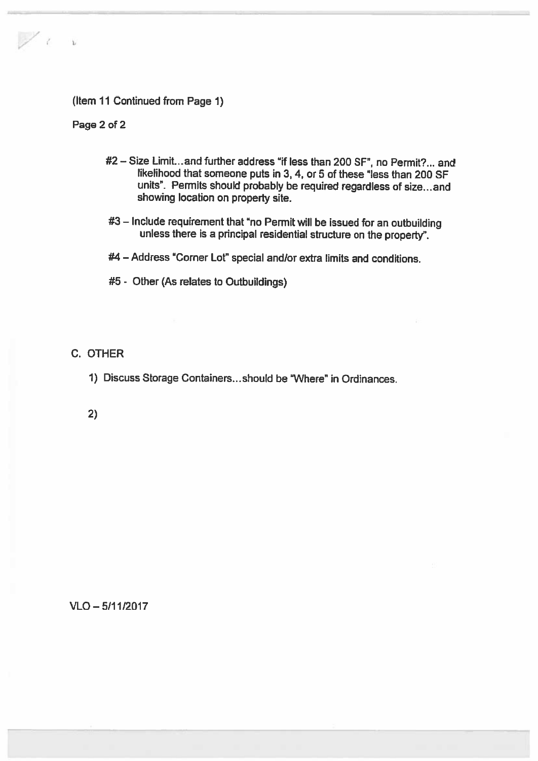(Item 11 Continued from Page 1)

#2 – Size Limit…and further address "if less than 200 SF", no Permit?... and likelihood that someone puts in 3, 4, or 5 of these "less than 200 SF units". Permits should probably be required regardless of size…and showing location on property site.

#3 – Include requirement that "no Permit will be issued for an outbuilding unless there is a principal residential structure on the property".

#4 – Address "Corner Lot" special and/or extra limits and conditions.

#5 - Other (As relates to Outbuildings)

C. OTHER

1) Discuss Storage Containers…should be "Where" in Ordinances.

2)

VLO – 5/11/2017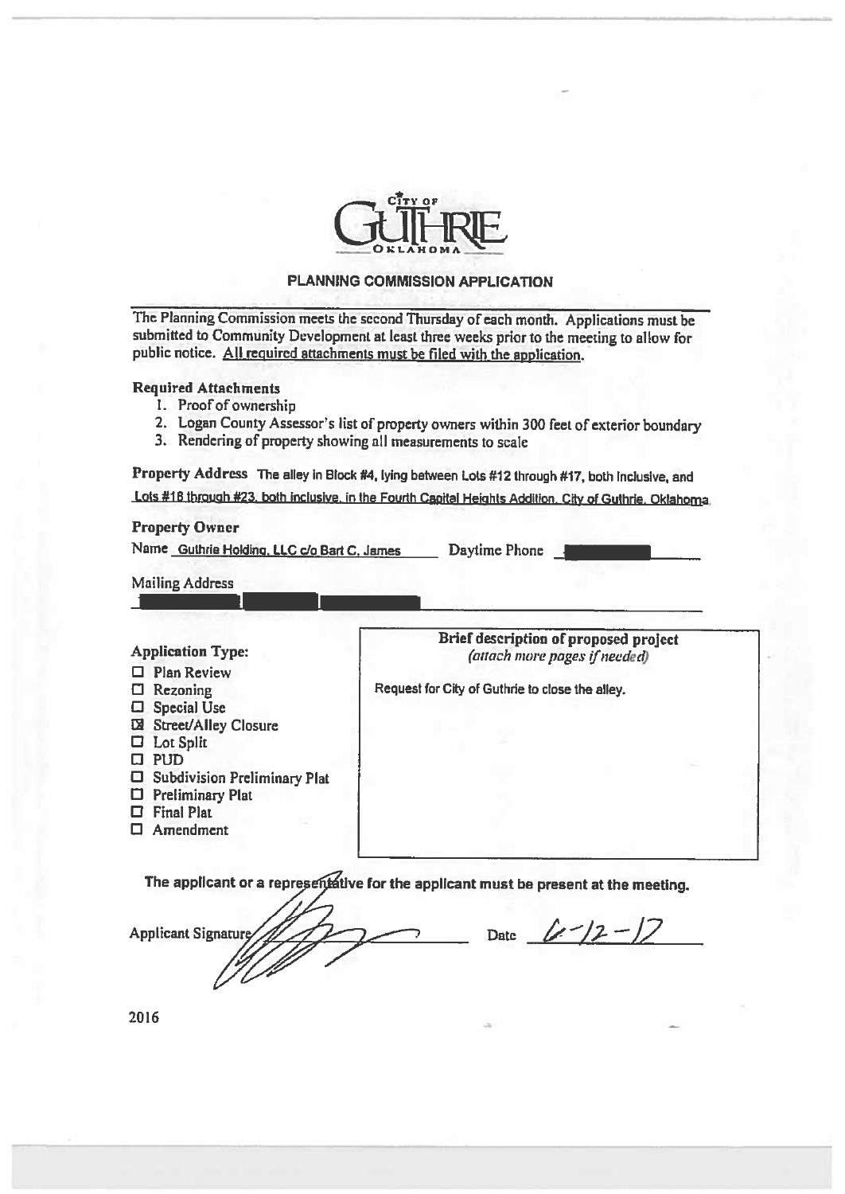CITY OF GUTHRIE OKLAHOMA

## PLANNING COMMISSION APPLICATION

The Planning Commission meets the second Thursday of each month. Applications must be submitted to Community Development at least three weeks prior to the meeting to allow for public notice. All required attachments must be filed with the application.

**Required Attachments**

1. Proof of ownership
2. Logan County Assessor's list of property owners within 300 feet of exterior boundary
3. Rendering of property showing all measurements to scale

**Property Address** The alley in Block #4, lying between Lots #12 through #17, both inclusive, and Lots #18 through #23, both inclusive, in the Fourth Capital Heights Addition, City of Guthrie, Oklahoma

**Property Owner**

Name Guthrie Holding, LLC c/o Bart C. James Daytime Phone [REDACTED]

Mailing Address

[REDACTED]

**Application Type:**

- ☐ Plan Review
- ☐ Rezoning
- ☐ Special Use
- ☒ Street/Alley Closure
- ☐ Lot Split
- ☐ PUD
- ☐ Subdivision Preliminary Plat
- ☐ Preliminary Plat
- ☐ Final Plat
- ☐ Amendment

**Brief description of proposed project**
*(attach more pages if needed)*

Request for City of Guthrie to close the alley.

**The applicant or a representative for the applicant must be present at the meeting.**

Applicant Signature [signature] Date 6-12-17

2016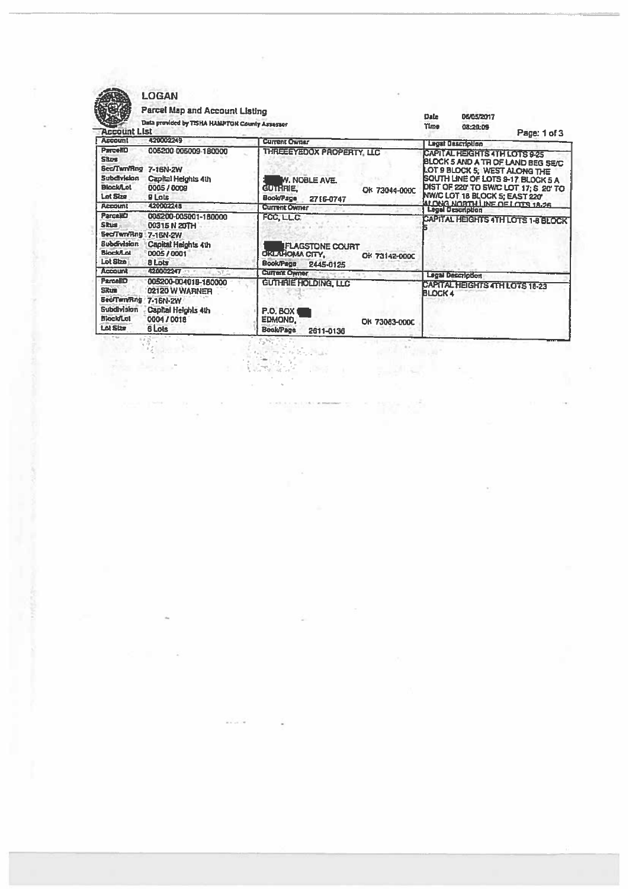# LOGAN

## Parcel Map and Account Listing

Data provided by TISHA HAMPTON County Assessor

Date 06/05/2017
Time 08:20:09

### Account List

| | | Current Owner | Legal Description |
|---|---|---|---|
| Account | 420002249 | THREEEYEDOX PROPERTY, LLC | CAPITAL HEIGHTS 4TH LOTS 9-25 BLOCK 5 AND A TR OF LAND BEG SE/C LOT 9 BLOCK 5; WEST ALONG THE SOUTH LINE OF LOTS 9-17 BLOCK 5 A DIST OF 220' TO SW/C LOT 17; S 20' TO NW/C LOT 18 BLOCK 5; EAST 220' ALONG NORTH LINE OF LOTS 18-26 |
| ParcelID | 005200 005009-180000 | | |
| Situs | | | |
| Sec/Twn/Rng | 7-16N-2W | | |
| Subdivision | Capital Heights 4th | W. NOBLE AVE. | |
| Block/Lot | 0005 / 0009 | GUTHRIE, OK 73044-000C | |
| Lot Size | 9 Lots | Book/Page 2716-0747 | |
| Account | 420002248 | FCC, L.L.C. | CAPITAL HEIGHTS 4TH LOTS 1-8 BLOCK 5 |
| ParcelID | 005200-005001-180000 | | |
| Situs | 00315 N 20TH | | |
| Sec/Twn/Rng | 7-16N-2W | | |
| Subdivision | Capital Heights 4th | FLAGSTONE COURT | |
| Block/Lot | 0005 / 0001 | OKLAHOMA CITY, OK 73142-000C | |
| Lot Size | 8 Lots | Book/Page 2445-0125 | |
| Account | 420002247 | GUTHRIE HOLDING, LLC | CAPITAL HEIGHTS 4TH LOTS 18-23 BLOCK 4 |
| ParcelID | 005200-004018-180000 | | |
| Situs | 02120 W WARNER | | |
| Sec/Twn/Rng | 7-16N-2W | | |
| Subdivision | Capital Heights 4th | P.O. BOX | |
| Block/Lot | 0004 / 0018 | EDMOND, OK 73083-000C | |
| Lot Size | 6 Lots | Book/Page 2611-0136 | |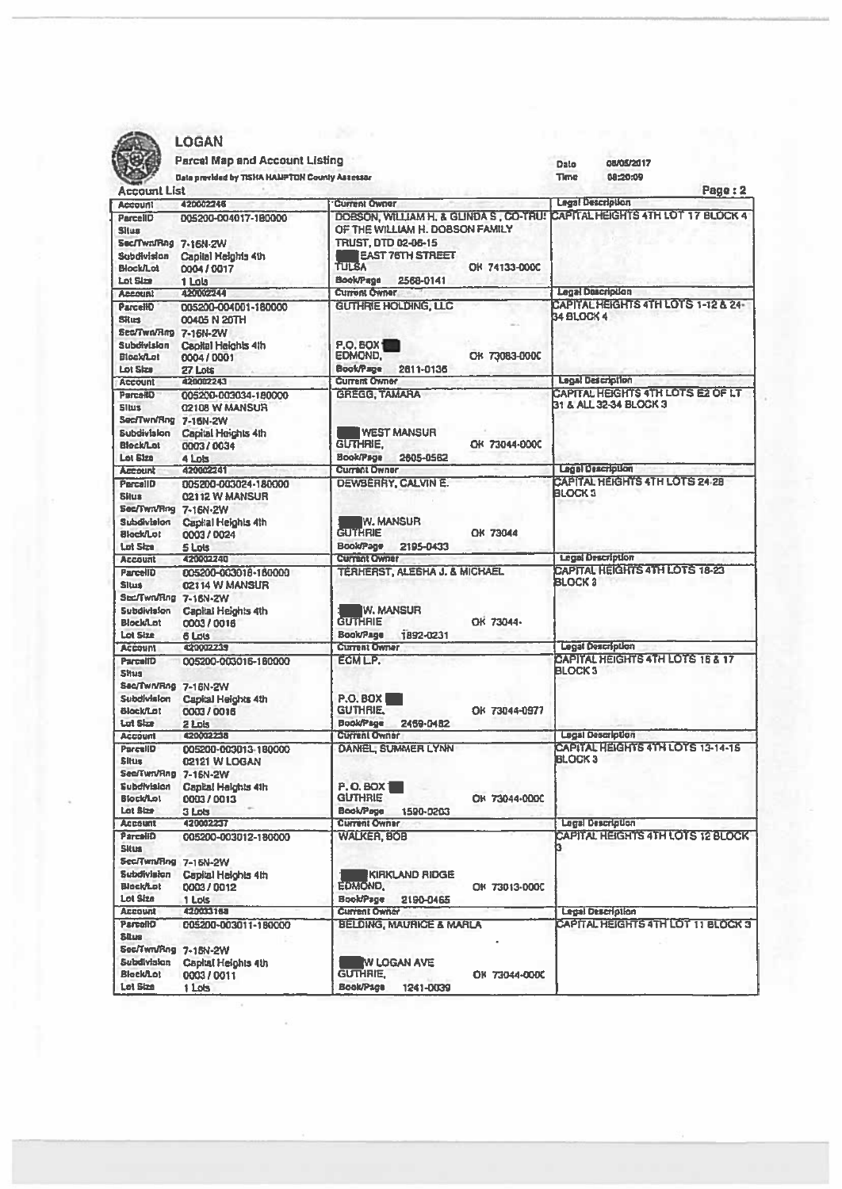# LOGAN

**Parcel Map and Account Listing**

Data provided by TISHA HAMPTON County Assessor

Date 08/05/2017
Time 08:20:09

## Account List

| Account | 420002246 | Current Owner | Legal Description |
|---|---|---|---|
| ParcelID | 005200-004017-180000 | DOBSON, WILLIAM H. & GLINDA S, CO-TRU! OF THE WILLIAM H. DOBSON FAMILY TRUST, DTD 02-06-15 | CAPITAL HEIGHTS 4TH LOT 17 BLOCK 4 |
| Situs | | | |
| Sec/Twn/Rng | 7-16N-2W | | |
| Subdivision | Capital Heights 4th | EAST 76TH STREET | |
| Block/Lot | 0004 / 0017 | TULSA OK 74133-000C | |
| Lot Size | 1 Lots | Book/Page 2568-0141 | |

| Account | 420002244 | Current Owner | Legal Description |
|---|---|---|---|
| ParcelID | 005200-004001-180000 | GUTHRIE HOLDING, LLC | CAPITAL HEIGHTS 4TH LOTS 1-12 & 24-34 BLOCK 4 |
| Situs | 00405 N 20TH | | |
| Sec/Twn/Rng | 7-16N-2W | | |
| Subdivision | Capital Heights 4th | P.O. BOX | |
| Block/Lot | 0004 / 0001 | EDMOND, OK 73083-000C | |
| Lot Size | 27 Lots | Book/Page 2611-0136 | |

| Account | 420002243 | Current Owner | Legal Description |
|---|---|---|---|
| ParcelID | 005200-003034-180000 | GREGG, TAMARA | CAPITAL HEIGHTS 4TH LOTS E2 OF LT 31 & ALL 32-34 BLOCK 3 |
| Situs | 02108 W MANSUR | | |
| Sec/Twn/Rng | 7-16N-2W | | |
| Subdivision | Capital Heights 4th | WEST MANSUR | |
| Block/Lot | 0003 / 0034 | GUTHRIE, OK 73044-000C | |
| Lot Size | 4 Lots | Book/Page 2605-0562 | |

| Account | 420002241 | Current Owner | Legal Description |
|---|---|---|---|
| ParcelID | 005200-003024-180000 | DEWBERRY, CALVIN E. | CAPITAL HEIGHTS 4TH LOTS 24-28 BLOCK 3 |
| Situs | 02112 W MANSUR | | |
| Sec/Twn/Rng | 7-16N-2W | | |
| Subdivision | Capital Heights 4th | W. MANSUR | |
| Block/Lot | 0003 / 0024 | GUTHRIE OK 73044 | |
| Lot Size | 5 Lots | Book/Page 2195-0433 | |

| Account | 420002240 | Current Owner | Legal Description |
|---|---|---|---|
| ParcelID | 005200-003018-180000 | TERHERST, ALESHA J. & MICHAEL | CAPITAL HEIGHTS 4TH LOTS 18-23 BLOCK 3 |
| Situs | 02114 W MANSUR | | |
| Sec/Twn/Rng | 7-16N-2W | | |
| Subdivision | Capital Heights 4th | W. MANSUR | |
| Block/Lot | 0003 / 0018 | GUTHRIE OK 73044- | |
| Lot Size | 6 Lots | Book/Page 1892-0231 | |

| Account | 420002239 | Current Owner | Legal Description |
|---|---|---|---|
| ParcelID | 005200-003016-180000 | ECM LP. | CAPITAL HEIGHTS 4TH LOTS 16 & 17 BLOCK 3 |
| Situs | | | |
| Sec/Twn/Rng | 7-16N-2W | | |
| Subdivision | Capital Heights 4th | P.O. BOX | |
| Block/Lot | 0003 / 0016 | GUTHRIE, OK 73044-0977 | |
| Lot Size | 2 Lots | Book/Page 2469-0482 | |

| Account | 420002238 | Current Owner | Legal Description |
|---|---|---|---|
| ParcelID | 005200-003013-180000 | DANIEL, SUMMER LYNN | CAPITAL HEIGHTS 4TH LOTS 13-14-15 BLOCK 3 |
| Situs | 02121 W LOGAN | | |
| Sec/Twn/Rng | 7-16N-2W | | |
| Subdivision | Capital Heights 4th | P. O. BOX | |
| Block/Lot | 0003 / 0013 | GUTHRIE OK 73044-000C | |
| Lot Size | 3 Lots | Book/Page 1590-0203 | |

| Account | 420002237 | Current Owner | Legal Description |
|---|---|---|---|
| ParcelID | 005200-003012-180000 | WALKER, BOB | CAPITAL HEIGHTS 4TH LOTS 12 BLOCK 3 |
| Situs | | | |
| Sec/Twn/Rng | 7-16N-2W | | |
| Subdivision | Capital Heights 4th | KIRKLAND RIDGE | |
| Block/Lot | 0003 / 0012 | EDMOND, OK 73013-000C | |
| Lot Size | 1 Lots | Book/Page 2190-0465 | |

| Account | 420003168 | Current Owner | Legal Description |
|---|---|---|---|
| ParcelID | 005200-003011-180000 | BELDING, MAURICE & MARLA | CAPITAL HEIGHTS 4TH LOT 11 BLOCK 3 |
| Situs | | | |
| Sec/Twn/Rng | 7-16N-2W | | |
| Subdivision | Capital Heights 4th | W LOGAN AVE | |
| Block/Lot | 0003 / 0011 | GUTHRIE, OK 73044-000C | |
| Lot Size | 1 Lots | Book/Page 1241-0039 | |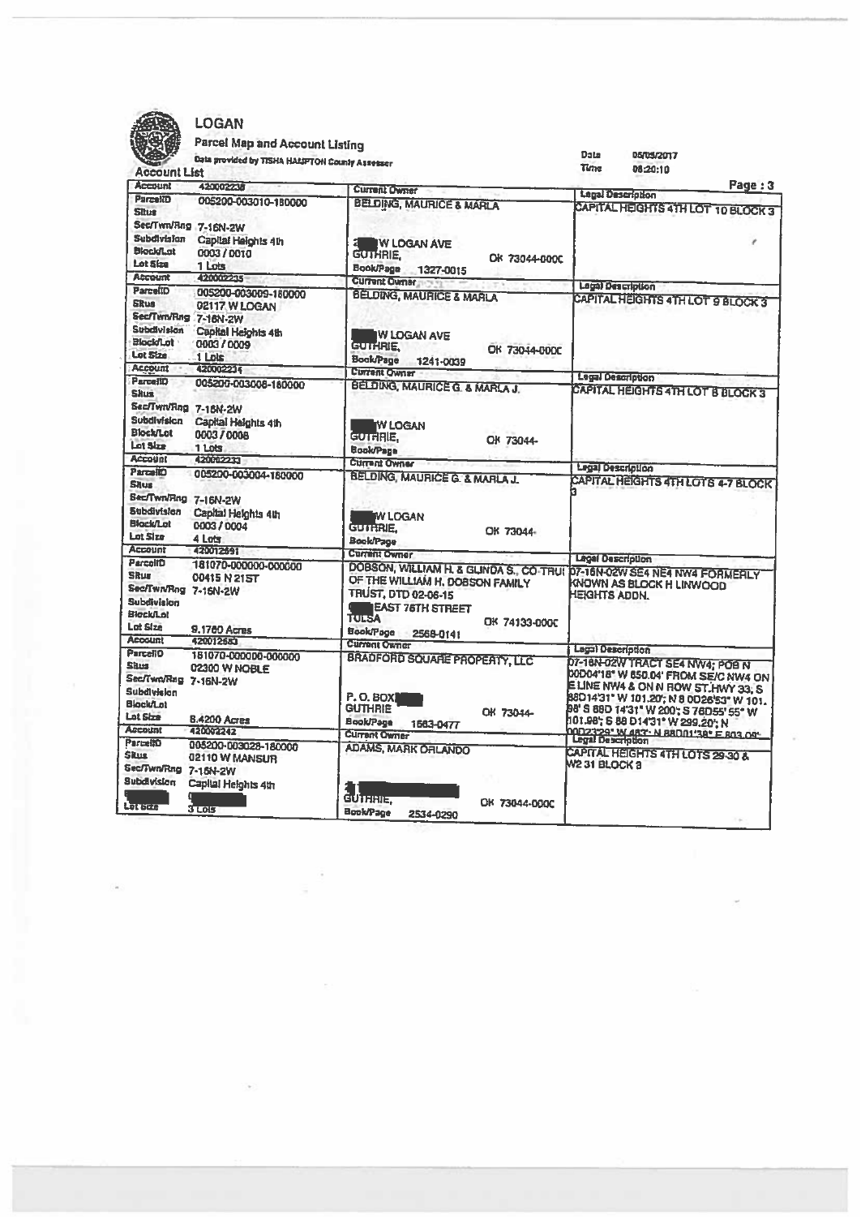# LOGAN

**Parcel Map and Account Listing**

Data provided by TISHA HAMPTON County Assessor

Date 05/05/2017

Time 08:20:10

**Account List**

| | | Current Owner | Legal Description |
|---|---|---|---|
| Account | 420002236 | | |
| ParcelID | 005200-003010-180000 | BELDING, MAURICE & MARLA | CAPITAL HEIGHTS 4TH LOT 10 BLOCK 3 |
| Situs | | | |
| Sec/Twn/Rng | 7-16N-2W | | |
| Subdivision | Capital Heights 4th | W LOGAN AVE | |
| Block/Lot | 0003 / 0010 | GUTHRIE, OK 73044-000C | |
| Lot Size | 1 Lots | Book/Page 1327-0015 | |
| Account | 420002235 | Current Owner | Legal Description |
| ParcelID | 005200-003009-180000 | BELDING, MAURICE & MARLA | CAPITAL HEIGHTS 4TH LOT 9 BLOCK 3 |
| Situs | 02117 W LOGAN | | |
| Sec/Twn/Rng | 7-16N-2W | | |
| Subdivision | Capital Heights 4th | W LOGAN AVE | |
| Block/Lot | 0003 / 0009 | GUTHRIE, OK 73044-000C | |
| Lot Size | 1 Lots | Book/Page 1241-0039 | |
| Account | 420002234 | Current Owner | Legal Description |
| ParcelID | 005200-003008-180000 | BELDING, MAURICE G. & MARLA J. | CAPITAL HEIGHTS 4TH LOT 8 BLOCK 3 |
| Situs | | | |
| Sec/Twn/Rng | 7-16N-2W | | |
| Subdivision | Capital Heights 4th | W LOGAN | |
| Block/Lot | 0003 / 0008 | GUTHRIE, OK 73044- | |
| Lot Size | 1 Lots | Book/Page | |
| Account | 420002233 | Current Owner | Legal Description |
| ParcelID | 005200-003004-180000 | BELDING, MAURICE G. & MARLA J. | CAPITAL HEIGHTS 4TH LOTS 4-7 BLOCK 3 |
| Situs | | | |
| Sec/Twn/Rng | 7-16N-2W | | |
| Subdivision | Capital Heights 4th | W LOGAN | |
| Block/Lot | 0003 / 0004 | GUTHRIE, OK 73044- | |
| Lot Size | 4 Lots | Book/Page | |
| Account | 420012591 | Current Owner | Legal Description |
| ParcelID | 181070-000000-000000 | DOBSON, WILLIAM H. & GLINDA S., CO-TRUI OF THE WILLIAM H. DOBSON FAMILY TRUST, DTD 02-06-15 | 07-16N-02W SE4 NE4 NW4 FORMERLY KNOWN AS BLOCK H LINWOOD HEIGHTS ADDN. |
| Situs | 00415 N 21ST | | |
| Sec/Twn/Rng | 7-16N-2W | | |
| Subdivision | | EAST 76TH STREET | |
| Block/Lot | | TULSA OK 74133-000C | |
| Lot Size | 9.1760 Acres | Book/Page 2568-0141 | |
| Account | 420012583 | Current Owner | Legal Description |
| ParcelID | 181070-000000-000000 | BRADFORD SQUARE PROPERTY, LLC | 07-16N-02W TRACT SE4 NW4; POB N 00D04'18" W 850.04' FROM SE/C NW4 ON E LINE NW4 & ON N ROW ST.HWY 33, S 88D14'31" W 101.20'; N 8 0D26'53" W 101.98' S 88D 14'31" W 200'; S 76D55' 55" W 101.98'; S 88 D14'31" W 299.20'; N 00D23'29" W 483'; N 88D01'38" E 803.09' |
| Situs | 02300 W NOBLE | | |
| Sec/Twn/Rng | 7-16N-2W | | |
| Subdivision | | P. O. BOX | |
| Block/Lot | | GUTHRIE OK 73044- | |
| Lot Size | 8.4200 Acres | Book/Page 1563-0477 | |
| Account | 420002242 | Current Owner | Legal Description |
| ParcelID | 005200-003028-180000 | ADAMS, MARK ORLANDO | CAPITAL HEIGHTS 4TH LOTS 29-30 & W2 31 BLOCK 3 |
| Situs | 02110 W MANSUR | | |
| Sec/Twn/Rng | 7-16N-2W | | |
| Subdivision | Capital Heights 4th | | |
| | 0 | GUTHRIE, OK 73044-000C | |
| Lot Size | 3 Lots | Book/Page 2534-0290 | |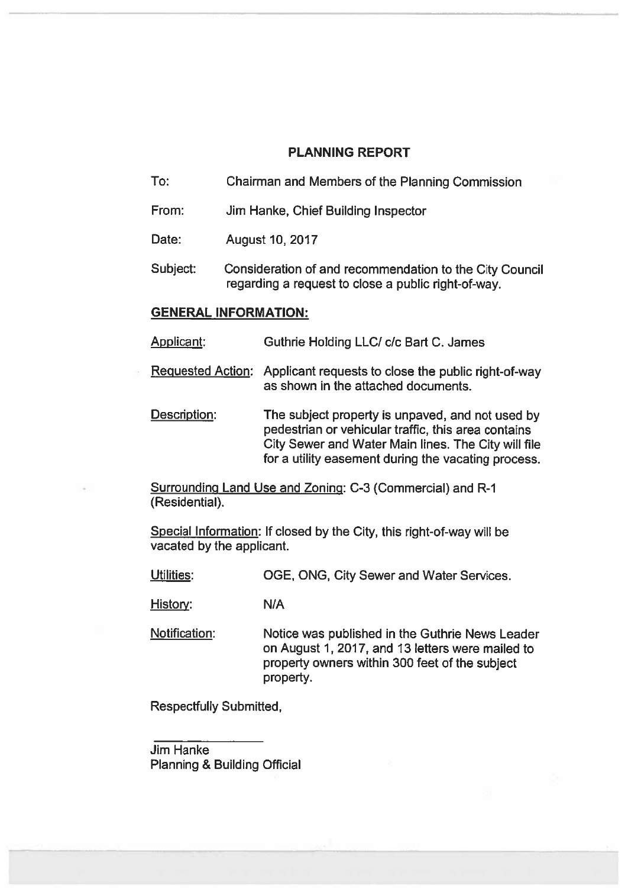# PLANNING REPORT

To: Chairman and Members of the Planning Commission

From: Jim Hanke, Chief Building Inspector

Date: August 10, 2017

Subject: Consideration of and recommendation to the City Council regarding a request to close a public right-of-way.

## GENERAL INFORMATION:

Applicant: Guthrie Holding LLC/ c/c Bart C. James

Requested Action: Applicant requests to close the public right-of-way as shown in the attached documents.

Description: The subject property is unpaved, and not used by pedestrian or vehicular traffic, this area contains City Sewer and Water Main lines. The City will file for a utility easement during the vacating process.

Surrounding Land Use and Zoning: C-3 (Commercial) and R-1 (Residential).

Special Information: If closed by the City, this right-of-way will be vacated by the applicant.

Utilities: OGE, ONG, City Sewer and Water Services.

History: N/A

Notification: Notice was published in the Guthrie News Leader on August 1, 2017, and 13 letters were mailed to property owners within 300 feet of the subject property.

Respectfully Submitted,

Jim Hanke
Planning & Building Official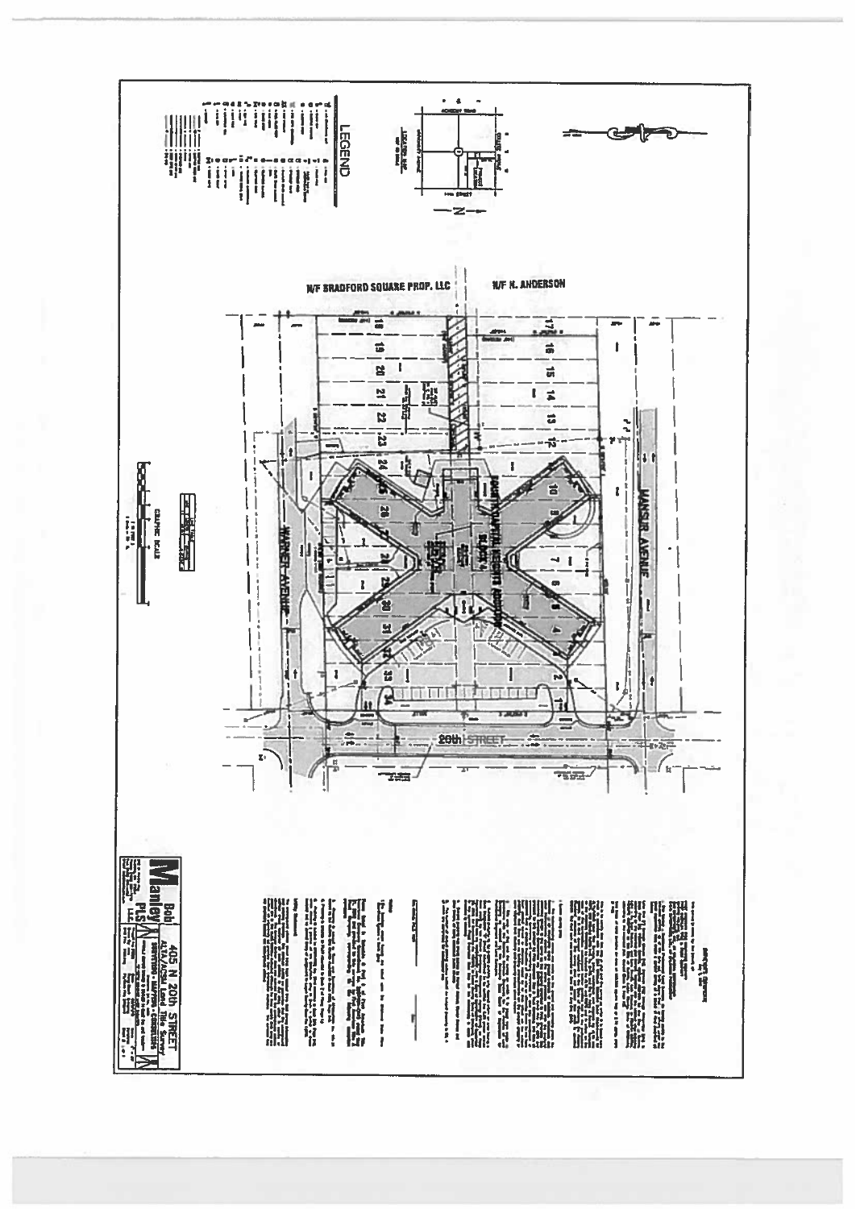# LEGEND

N/F BRADFORD SQUARE PROP. LLC

N/F N. ANDERSON

MANSUR AVENUE

WARNER AVENUE

20th STREET

GRAPHIC SCALE

**Bob Manley PLS**

405 N 20th STREET

ALTA/ACSM Land Title Survey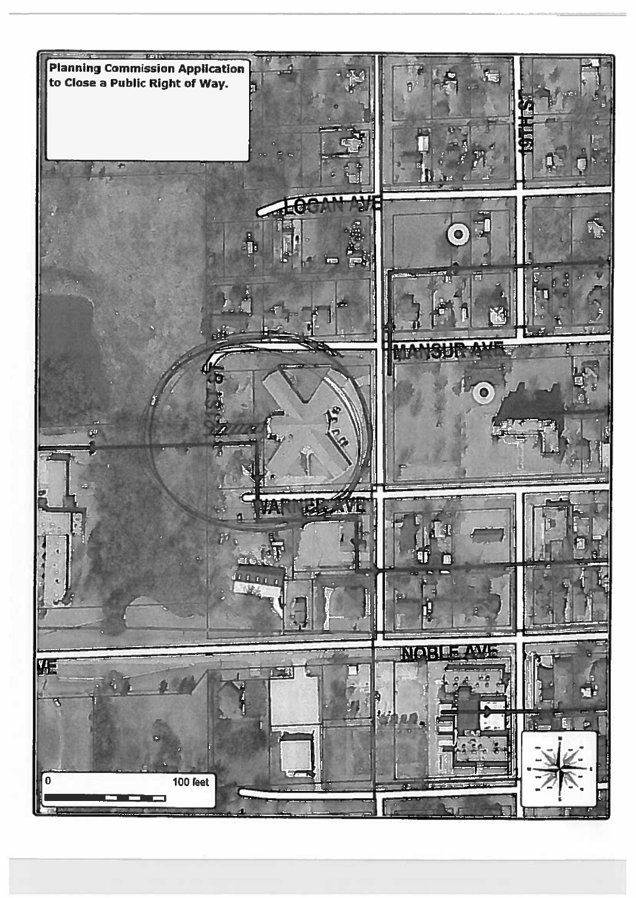**Planning Commission Application to Close a Public Right of Way.**

LOGAN AVE

MANSUR AVE

WARNER AVE

NOBLE AVE

10TH ST

0 100 feet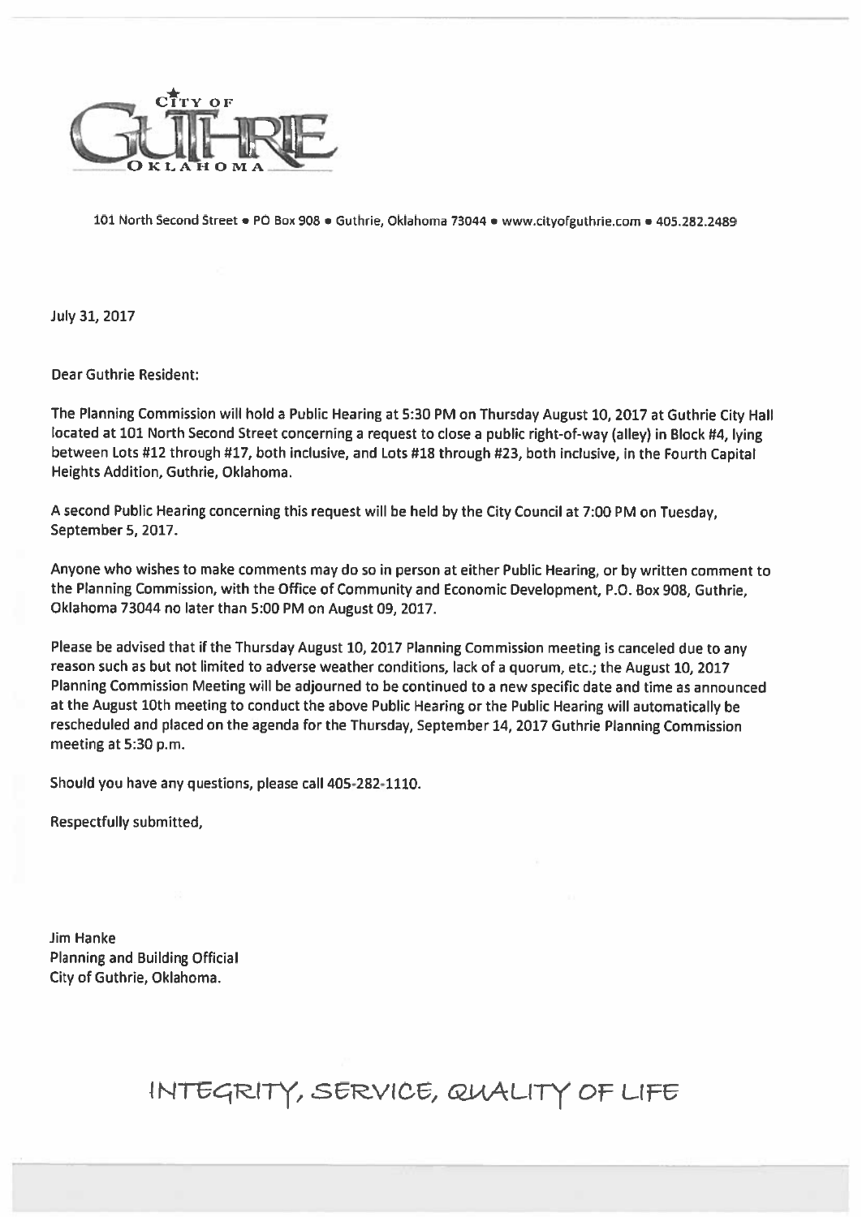CITY OF GUTHRIE OKLAHOMA

101 North Second Street • PO Box 908 • Guthrie, Oklahoma 73044 • www.cityofguthrie.com • 405.282.2489

July 31, 2017

Dear Guthrie Resident:

The Planning Commission will hold a Public Hearing at 5:30 PM on Thursday August 10, 2017 at Guthrie City Hall located at 101 North Second Street concerning a request to close a public right-of-way (alley) in Block #4, lying between Lots #12 through #17, both inclusive, and Lots #18 through #23, both inclusive, in the Fourth Capital Heights Addition, Guthrie, Oklahoma.

A second Public Hearing concerning this request will be held by the City Council at 7:00 PM on Tuesday, September 5, 2017.

Anyone who wishes to make comments may do so in person at either Public Hearing, or by written comment to the Planning Commission, with the Office of Community and Economic Development, P.O. Box 908, Guthrie, Oklahoma 73044 no later than 5:00 PM on August 09, 2017.

Please be advised that if the Thursday August 10, 2017 Planning Commission meeting is canceled due to any reason such as but not limited to adverse weather conditions, lack of a quorum, etc.; the August 10, 2017 Planning Commission Meeting will be adjourned to be continued to a new specific date and time as announced at the August 10th meeting to conduct the above Public Hearing or the Public Hearing will automatically be rescheduled and placed on the agenda for the Thursday, September 14, 2017 Guthrie Planning Commission meeting at 5:30 p.m.

Should you have any questions, please call 405-282-1110.

Respectfully submitted,

Jim Hanke
Planning and Building Official
City of Guthrie, Oklahoma.

INTEGRITY, SERVICE, QUALITY OF LIFE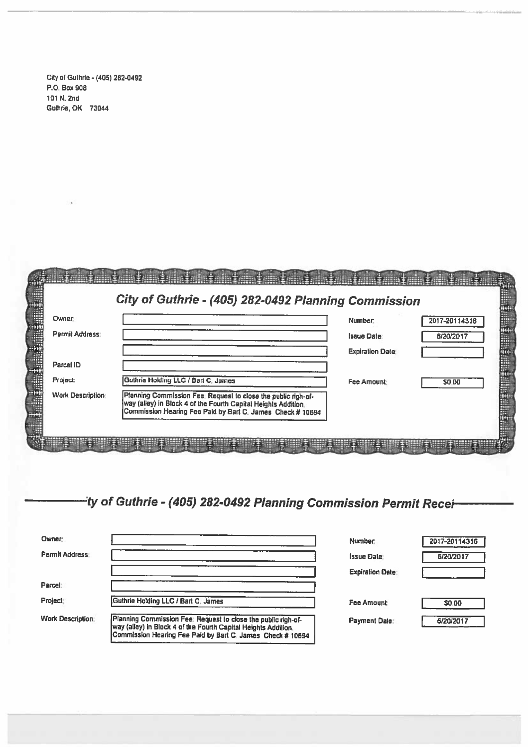City of Guthrie - (405) 282-0492
P.O. Box 908
101 N. 2nd
Guthrie, OK 73044

## *City of Guthrie - (405) 282-0492 Planning Commission*

| | | | |
|---|---|---|---|
| Owner: | | Number: | 2017-20114316 |
| Permit Address: | | Issue Date: | 6/20/2017 |
| | | Expiration Date: | |
| Parcel ID | | | |
| Project: | Guthrie Holding LLC / Bart C. James | Fee Amount: | $0.00 |
| Work Description: | Planning Commission Fee: Request to close the public righ-of-way (alley) in Block 4 of the Fourth Capital Heights Addition. Commission Hearing Fee Paid by Bart C. James Check # 10694 | | |

## *ty of Guthrie - (405) 282-0492 Planning Commission Permit Recei*

| | | | |
|---|---|---|---|
| Owner: | | Number: | 2017-20114316 |
| Permit Address: | | Issue Date: | 6/20/2017 |
| | | Expiration Date: | |
| Parcel: | | | |
| Project: | Guthrie Holding LLC / Bart C. James | Fee Amount: | $0.00 |
| Work Description: | Planning Commission Fee: Request to close the public righ-of-way (alley) in Block 4 of the Fourth Capital Heights Addition. Commission Hearing Fee Paid by Bart C. James Check # 10694 | Payment Date: | 6/20/2017 |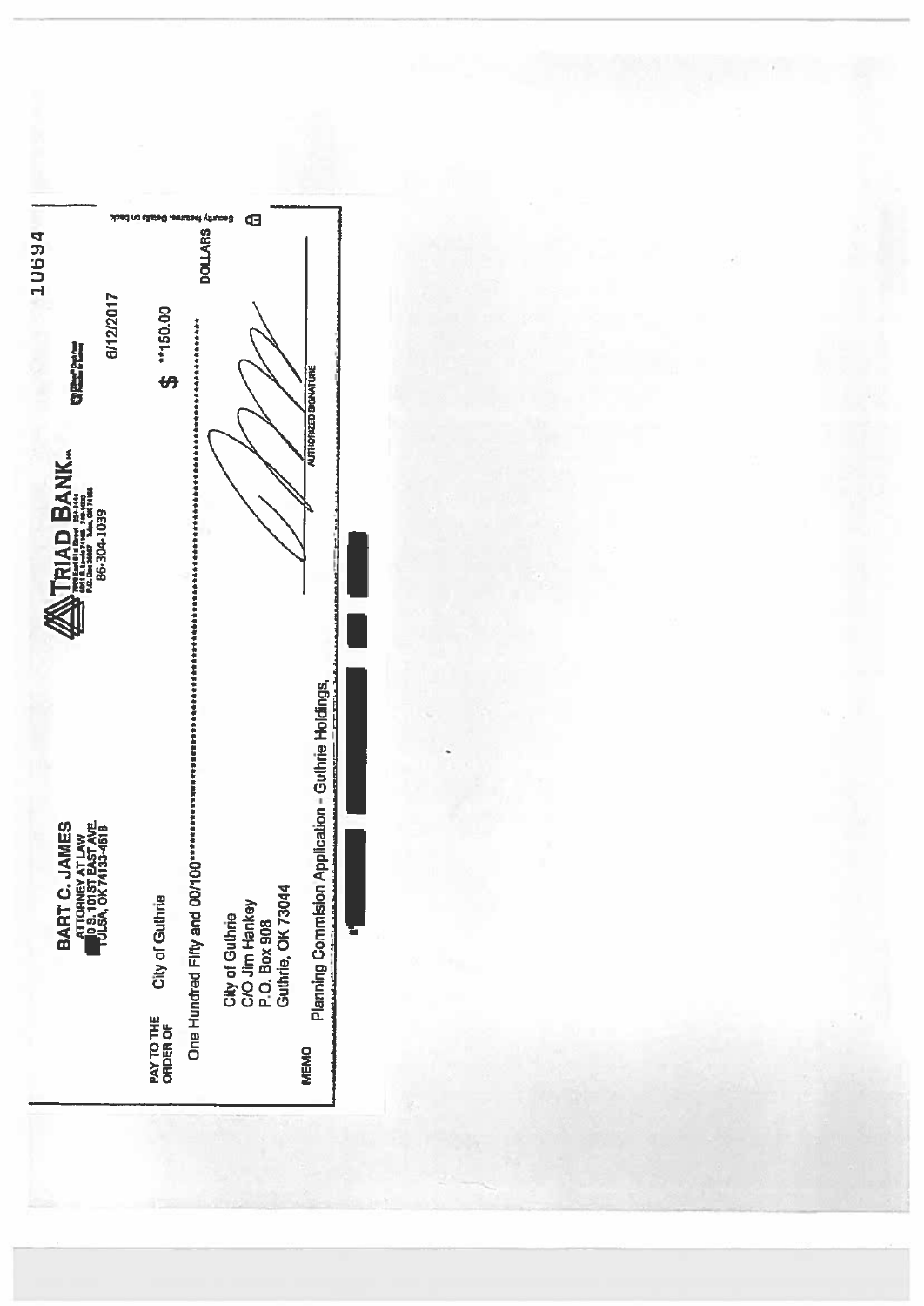**BART C. JAMES**
ATTORNEY AT LAW
0 S. 101ST EAST AVE.
TULSA, OK 74133-4518

**TRIAD BANK**
86-304-1039

10694

6/12/2017

PAY TO THE ORDER OF City of Guthrie

$ **150.00

One Hundred Fifty and 00/100************************************************************************************** DOLLARS

City of Guthrie
C/O Jim Hankey
P.O. Box 908
Guthrie, OK 73044

AUTHORIZED SIGNATURE

MEMO Planning Commision Application - Guthrie Holdings,

Security features. Details on back.